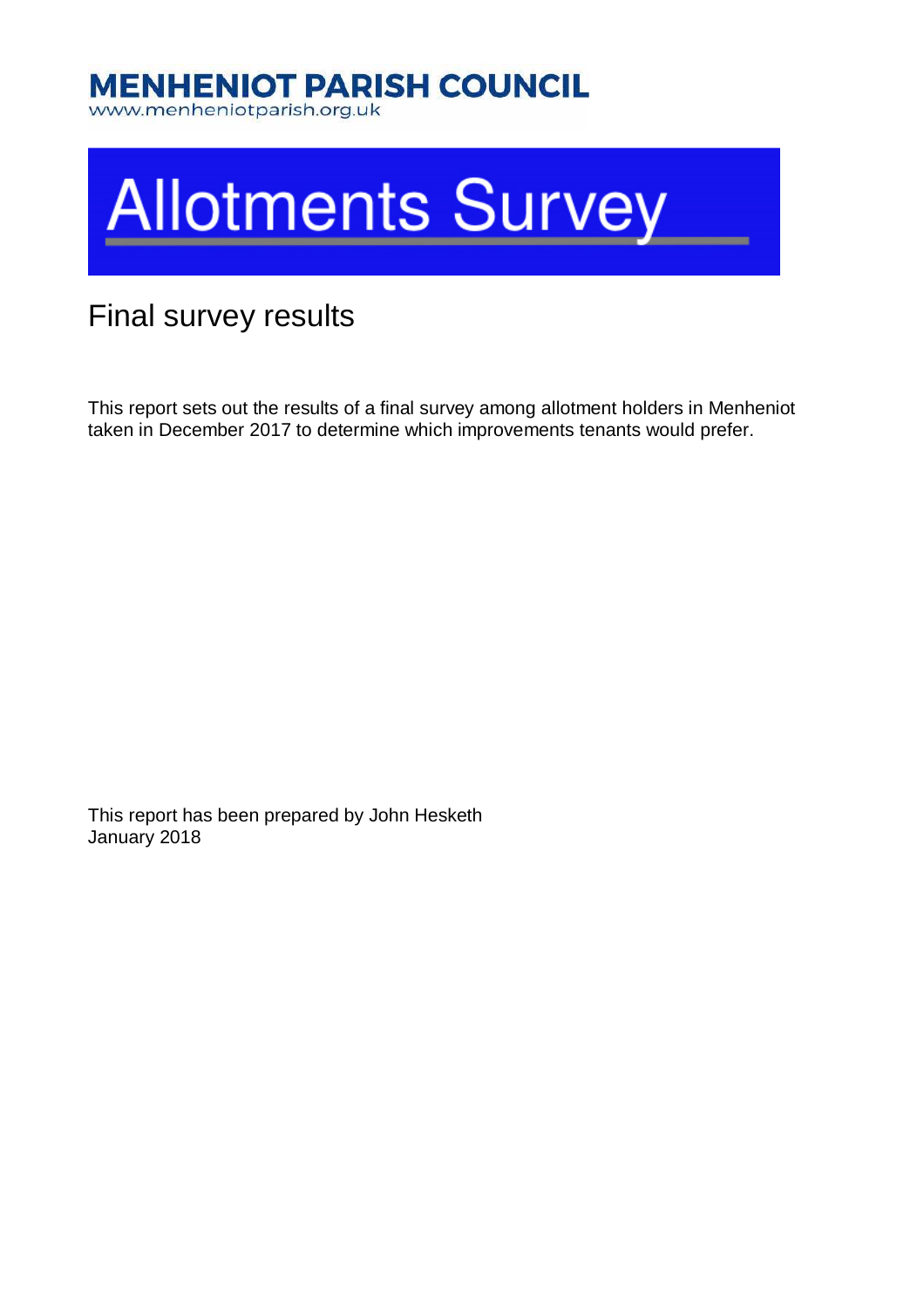**MENHENIOT PARISH COUNCIL**
www.menheniotparish.org.uk

# Allotments Survey

## Final survey results

This report sets out the results of a final survey among allotment holders in Menheniot taken in December 2017 to determine which improvements tenants would prefer.

This report has been prepared by John Hesketh
January 2018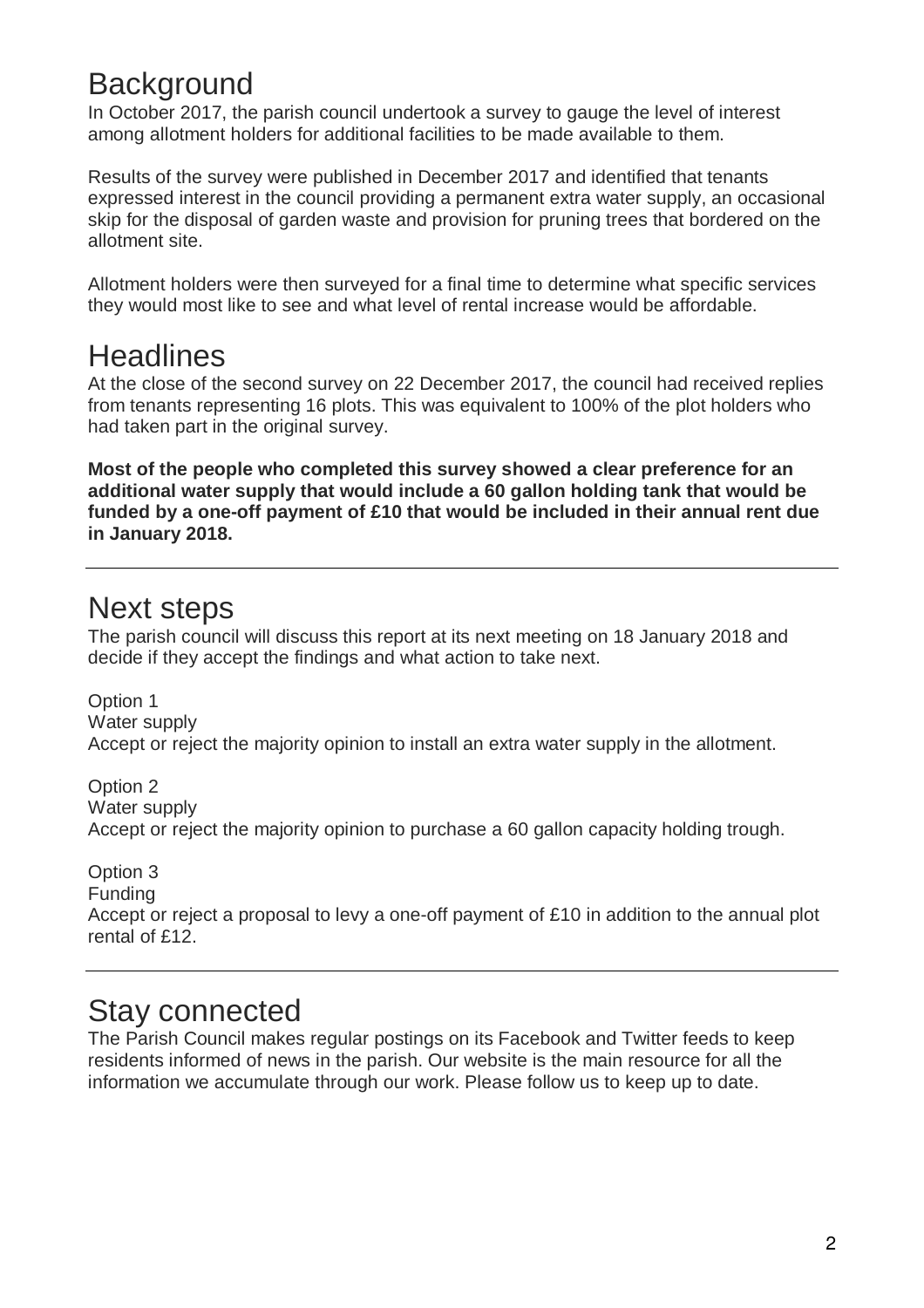## Background

In October 2017, the parish council undertook a survey to gauge the level of interest among allotment holders for additional facilities to be made available to them.

Results of the survey were published in December 2017 and identified that tenants expressed interest in the council providing a permanent extra water supply, an occasional skip for the disposal of garden waste and provision for pruning trees that bordered on the allotment site.

Allotment holders were then surveyed for a final time to determine what specific services they would most like to see and what level of rental increase would be affordable.

## Headlines

At the close of the second survey on 22 December 2017, the council had received replies from tenants representing 16 plots. This was equivalent to 100% of the plot holders who had taken part in the original survey.

**Most of the people who completed this survey showed a clear preference for an additional water supply that would include a 60 gallon holding tank that would be funded by a one-off payment of £10 that would be included in their annual rent due in January 2018.**

---

## Next steps

The parish council will discuss this report at its next meeting on 18 January 2018 and decide if they accept the findings and what action to take next.

Option 1
Water supply
Accept or reject the majority opinion to install an extra water supply in the allotment.

Option 2
Water supply
Accept or reject the majority opinion to purchase a 60 gallon capacity holding trough.

Option 3
Funding
Accept or reject a proposal to levy a one-off payment of £10 in addition to the annual plot rental of £12.

---

## Stay connected

The Parish Council makes regular postings on its Facebook and Twitter feeds to keep residents informed of news in the parish. Our website is the main resource for all the information we accumulate through our work. Please follow us to keep up to date.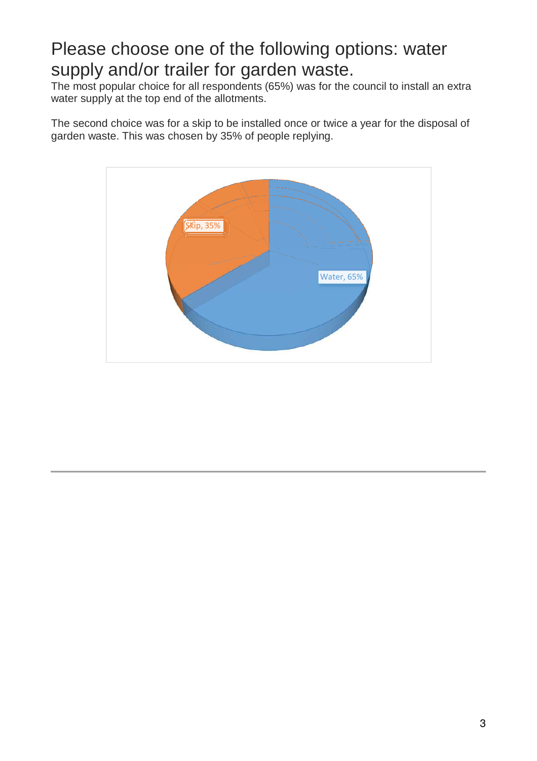# Please choose one of the following options: water supply and/or trailer for garden waste.

The most popular choice for all respondents (65%) was for the council to install an extra water supply at the top end of the allotments.

The second choice was for a skip to be installed once or twice a year for the disposal of garden waste. This was chosen by 35% of people replying.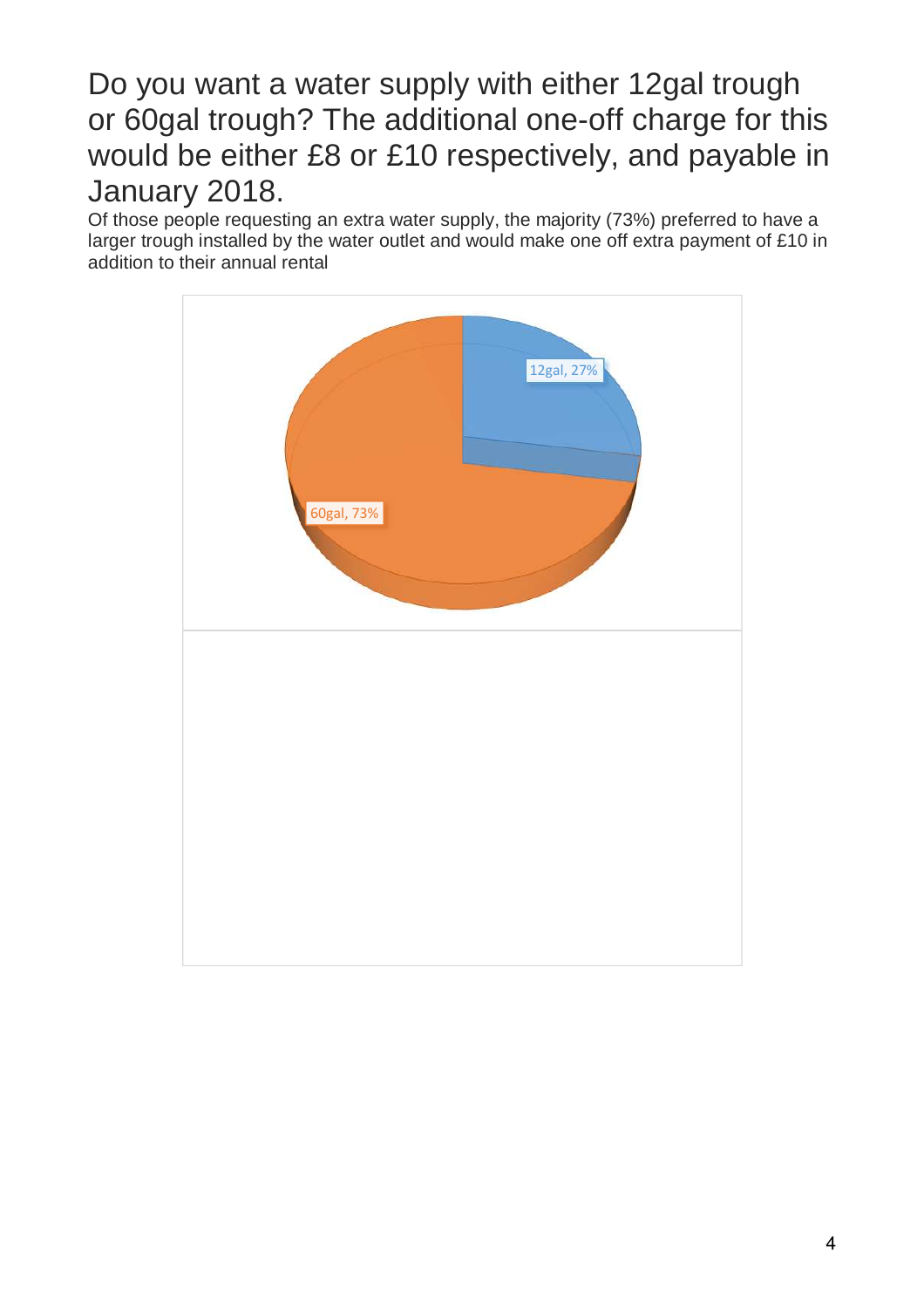## Do you want a water supply with either 12gal trough or 60gal trough? The additional one-off charge for this would be either £8 or £10 respectively, and payable in January 2018.

Of those people requesting an extra water supply, the majority (73%) preferred to have a larger trough installed by the water outlet and would make one off extra payment of £10 in addition to their annual rental

12gal, 27%

60gal, 73%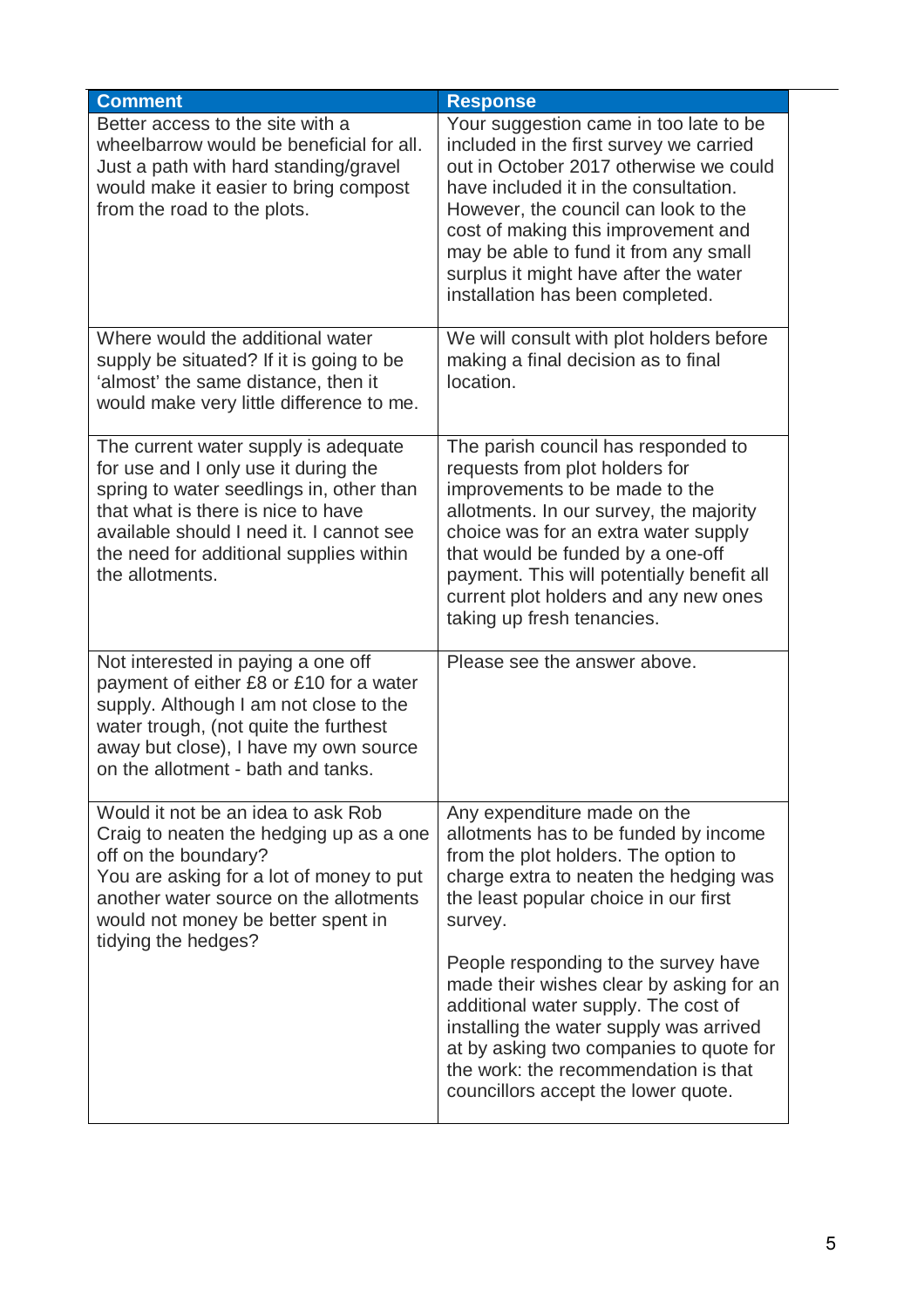| Comment | Response |
|---|---|
| Better access to the site with a wheelbarrow would be beneficial for all. Just a path with hard standing/gravel would make it easier to bring compost from the road to the plots. | Your suggestion came in too late to be included in the first survey we carried out in October 2017 otherwise we could have included it in the consultation. However, the council can look to the cost of making this improvement and may be able to fund it from any small surplus it might have after the water installation has been completed. |
| Where would the additional water supply be situated? If it is going to be 'almost' the same distance, then it would make very little difference to me. | We will consult with plot holders before making a final decision as to final location. |
| The current water supply is adequate for use and I only use it during the spring to water seedlings in, other than that what is there is nice to have available should I need it. I cannot see the need for additional supplies within the allotments. | The parish council has responded to requests from plot holders for improvements to be made to the allotments. In our survey, the majority choice was for an extra water supply that would be funded by a one-off payment. This will potentially benefit all current plot holders and any new ones taking up fresh tenancies. |
| Not interested in paying a one off payment of either £8 or £10 for a water supply. Although I am not close to the water trough, (not quite the furthest away but close), I have my own source on the allotment - bath and tanks. | Please see the answer above. |
| Would it not be an idea to ask Rob Craig to neaten the hedging up as a one off on the boundary?<br>You are asking for a lot of money to put another water source on the allotments would not money be better spent in tidying the hedges? | Any expenditure made on the allotments has to be funded by income from the plot holders. The option to charge extra to neaten the hedging was the least popular choice in our first survey.<br><br>People responding to the survey have made their wishes clear by asking for an additional water supply. The cost of installing the water supply was arrived at by asking two companies to quote for the work: the recommendation is that councillors accept the lower quote. |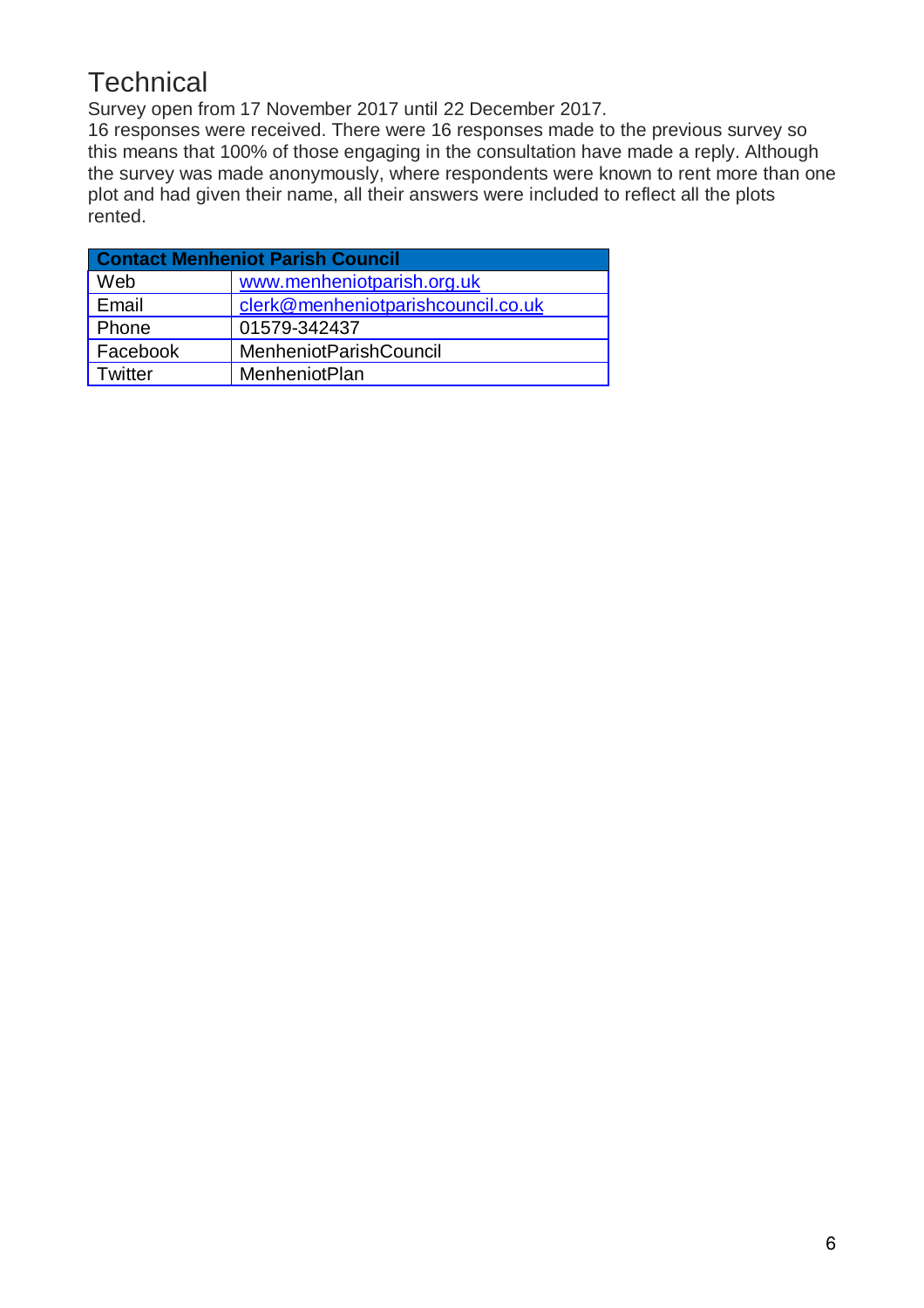# Technical

Survey open from 17 November 2017 until 22 December 2017.
16 responses were received. There were 16 responses made to the previous survey so this means that 100% of those engaging in the consultation have made a reply. Although the survey was made anonymously, where respondents were known to rent more than one plot and had given their name, all their answers were included to reflect all the plots rented.

| **Contact Menheniot Parish Council** | |
|---|---|
| Web | www.menheniotparish.org.uk |
| Email | clerk@menheniotparishcouncil.co.uk |
| Phone | 01579-342437 |
| Facebook | MenheniotParishCouncil |
| Twitter | MenheniotPlan |